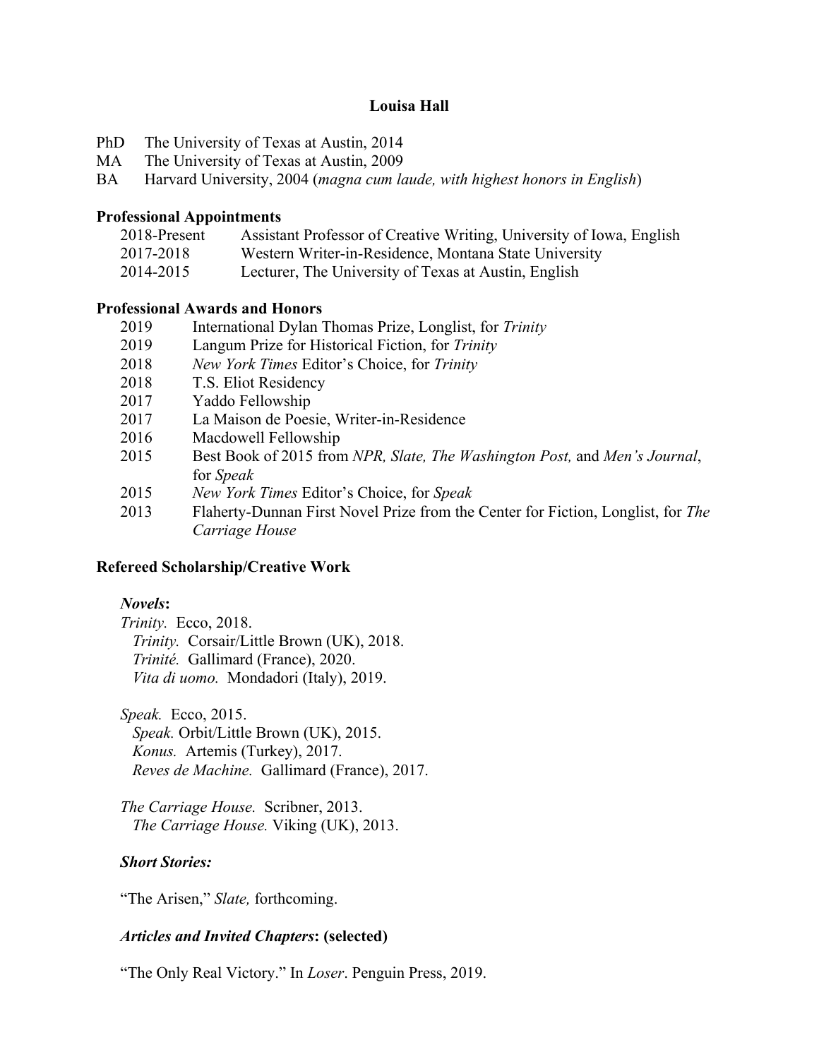# Louisa Hall

PhD The University of Texas at Austin, 2014
MA The University of Texas at Austin, 2009
BA Harvard University, 2004 (*magna cum laude, with highest honors in English*)

## Professional Appointments

| | |
|---|---|
| 2018-Present | Assistant Professor of Creative Writing, University of Iowa, English |
| 2017-2018 | Western Writer-in-Residence, Montana State University |
| 2014-2015 | Lecturer, The University of Texas at Austin, English |

## Professional Awards and Honors

| | |
|---|---|
| 2019 | International Dylan Thomas Prize, Longlist, for *Trinity* |
| 2019 | Langum Prize for Historical Fiction, for *Trinity* |
| 2018 | *New York Times* Editor's Choice, for *Trinity* |
| 2018 | T.S. Eliot Residency |
| 2017 | Yaddo Fellowship |
| 2017 | La Maison de Poesie, Writer-in-Residence |
| 2016 | Macdowell Fellowship |
| 2015 | Best Book of 2015 from *NPR, Slate, The Washington Post,* and *Men's Journal*, for *Speak* |
| 2015 | *New York Times* Editor's Choice, for *Speak* |
| 2013 | Flaherty-Dunnan First Novel Prize from the Center for Fiction, Longlist, for *The Carriage House* |

## Refereed Scholarship/Creative Work

### *Novels*:

*Trinity.* Ecco, 2018.
  *Trinity.* Corsair/Little Brown (UK), 2018.
  *Trinité.* Gallimard (France), 2020.
  *Vita di uomo.* Mondadori (Italy), 2019.

*Speak.* Ecco, 2015.
  *Speak.* Orbit/Little Brown (UK), 2015.
  *Konus.* Artemis (Turkey), 2017.
  *Reves de Machine.* Gallimard (France), 2017.

*The Carriage House.* Scribner, 2013.
  *The Carriage House.* Viking (UK), 2013.

### *Short Stories:*

"The Arisen," *Slate,* forthcoming.

### *Articles and Invited Chapters*: (selected)

"The Only Real Victory." In *Loser*. Penguin Press, 2019.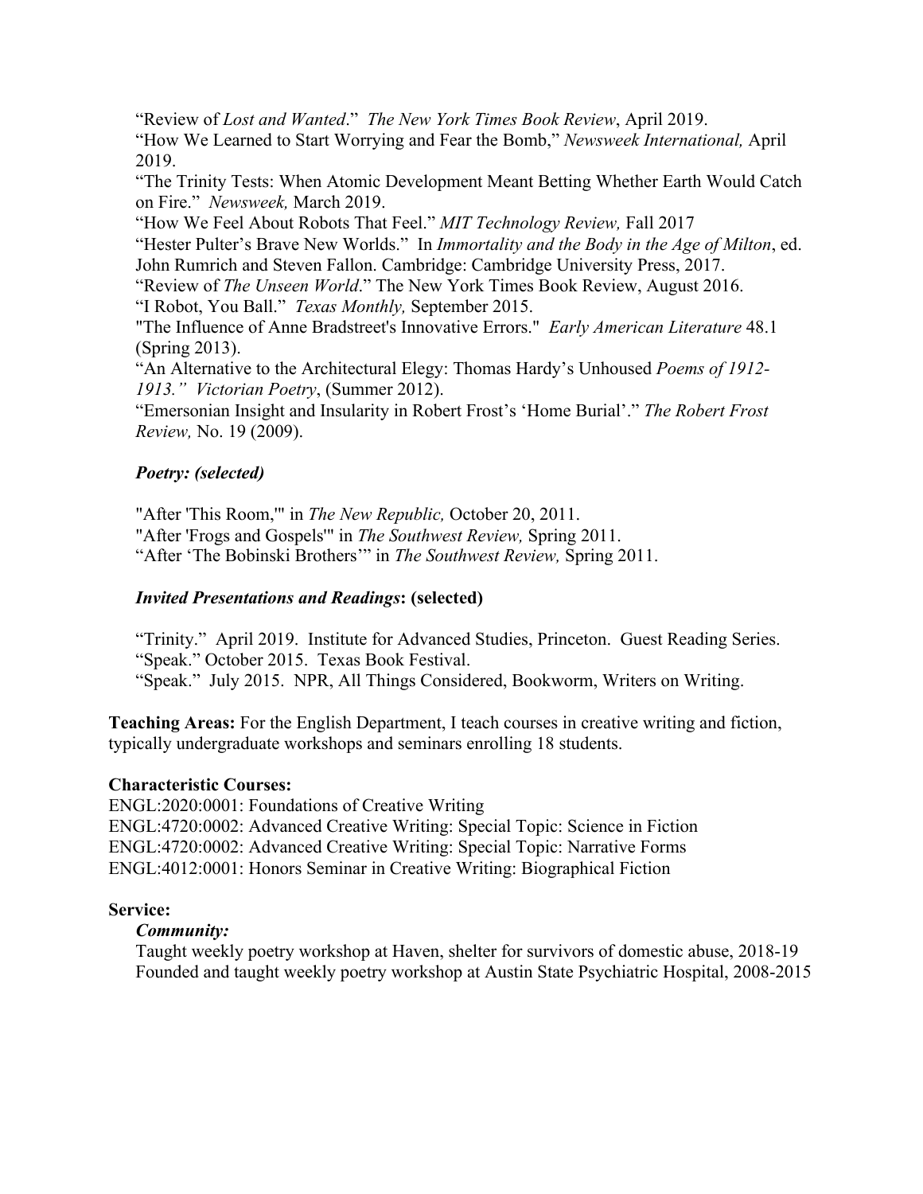"Review of *Lost and Wanted*." *The New York Times Book Review*, April 2019.
"How We Learned to Start Worrying and Fear the Bomb," *Newsweek International,* April 2019.
"The Trinity Tests: When Atomic Development Meant Betting Whether Earth Would Catch on Fire." *Newsweek,* March 2019.
"How We Feel About Robots That Feel." *MIT Technology Review,* Fall 2017
"Hester Pulter's Brave New Worlds." In *Immortality and the Body in the Age of Milton*, ed. John Rumrich and Steven Fallon. Cambridge: Cambridge University Press, 2017.
"Review of *The Unseen World*." The New York Times Book Review, August 2016.
"I Robot, You Ball." *Texas Monthly,* September 2015.
"The Influence of Anne Bradstreet's Innovative Errors." *Early American Literature* 48.1 (Spring 2013).
"An Alternative to the Architectural Elegy: Thomas Hardy's Unhoused *Poems of 1912-1913." Victorian Poetry*, (Summer 2012).
"Emersonian Insight and Insularity in Robert Frost's 'Home Burial'." *The Robert Frost Review,* No. 19 (2009).

***Poetry: (selected)***

"After 'This Room,'" in *The New Republic,* October 20, 2011.
"After 'Frogs and Gospels'" in *The Southwest Review,* Spring 2011.
"After 'The Bobinski Brothers'" in *The Southwest Review,* Spring 2011.

***Invited Presentations and Readings*: (selected)**

"Trinity." April 2019. Institute for Advanced Studies, Princeton. Guest Reading Series.
"Speak." October 2015. Texas Book Festival.
"Speak." July 2015. NPR, All Things Considered, Bookworm, Writers on Writing.

**Teaching Areas:** For the English Department, I teach courses in creative writing and fiction, typically undergraduate workshops and seminars enrolling 18 students.

**Characteristic Courses:**
ENGL:2020:0001: Foundations of Creative Writing
ENGL:4720:0002: Advanced Creative Writing: Special Topic: Science in Fiction
ENGL:4720:0002: Advanced Creative Writing: Special Topic: Narrative Forms
ENGL:4012:0001: Honors Seminar in Creative Writing: Biographical Fiction

**Service:**

***Community:***

Taught weekly poetry workshop at Haven, shelter for survivors of domestic abuse, 2018-19
Founded and taught weekly poetry workshop at Austin State Psychiatric Hospital, 2008-2015